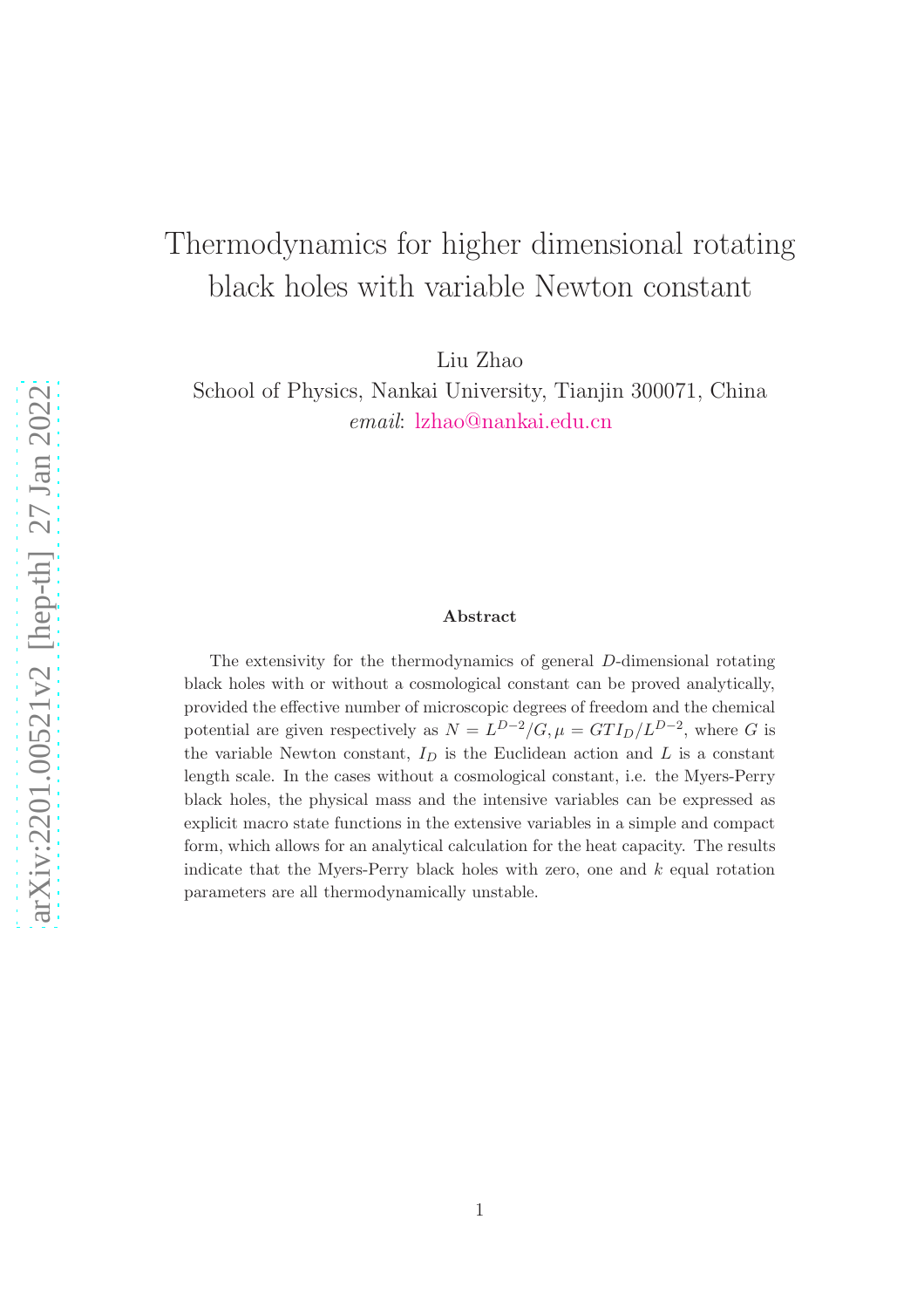# Thermodynamics for higher dimensional rotating black holes with variable Newton constant

Liu Zhao

School of Physics, Nankai University, Tianjin 300071, China

*email*: lzhao@nankai.edu.cn

### Abstract

The extensivity for the thermodynamics of general $D$-dimensional rotating black holes with or without a cosmological constant can be proved analytically, provided the effective number of microscopic degrees of freedom and the chemical potential are given respectively as $N = L^{D-2}/G, \mu = GTI_D/L^{D-2}$, where $G$ is the variable Newton constant, $I_D$ is the Euclidean action and $L$ is a constant length scale. In the cases without a cosmological constant, i.e. the Myers-Perry black holes, the physical mass and the intensive variables can be expressed as explicit macro state functions in the extensive variables in a simple and compact form, which allows for an analytical calculation for the heat capacity. The results indicate that the Myers-Perry black holes with zero, one and $k$ equal rotation parameters are all thermodynamically unstable.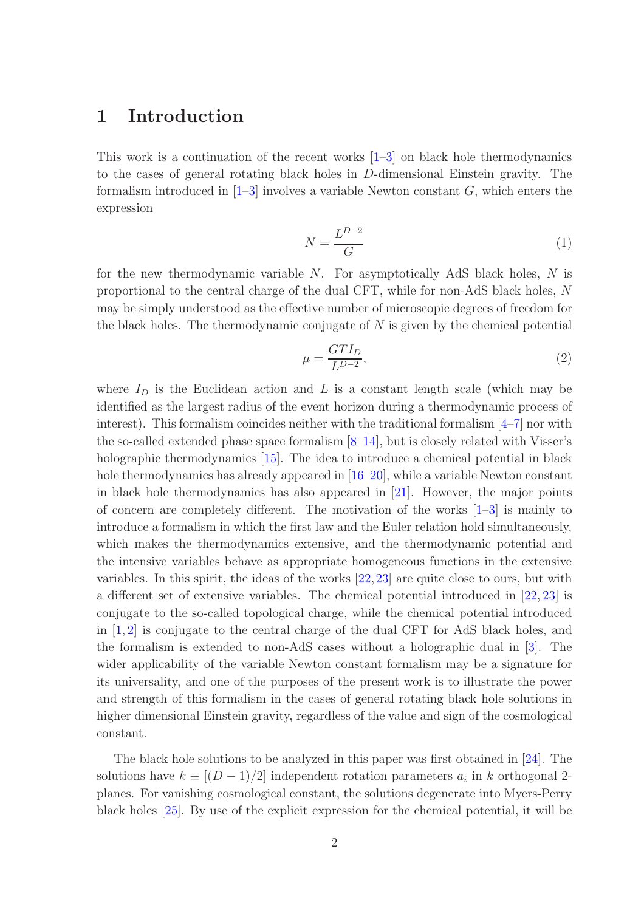# 1 Introduction

This work is a continuation of the recent works [1–3] on black hole thermodynamics to the cases of general rotating black holes in $D$-dimensional Einstein gravity. The formalism introduced in [1–3] involves a variable Newton constant $G$, which enters the expression

$$N = \frac{L^{D-2}}{G} \tag{1}$$

for the new thermodynamic variable $N$. For asymptotically AdS black holes, $N$ is proportional to the central charge of the dual CFT, while for non-AdS black holes, $N$ may be simply understood as the effective number of microscopic degrees of freedom for the black holes. The thermodynamic conjugate of $N$ is given by the chemical potential

$$\mu = \frac{GTI_D}{L^{D-2}}, \tag{2}$$

where $I_D$ is the Euclidean action and $L$ is a constant length scale (which may be identified as the largest radius of the event horizon during a thermodynamic process of interest). This formalism coincides neither with the traditional formalism [4–7] nor with the so-called extended phase space formalism [8–14], but is closely related with Visser's holographic thermodynamics [15]. The idea to introduce a chemical potential in black hole thermodynamics has already appeared in [16–20], while a variable Newton constant in black hole thermodynamics has also appeared in [21]. However, the major points of concern are completely different. The motivation of the works [1–3] is mainly to introduce a formalism in which the first law and the Euler relation hold simultaneously, which makes the thermodynamics extensive, and the thermodynamic potential and the intensive variables behave as appropriate homogeneous functions in the extensive variables. In this spirit, the ideas of the works [22, 23] are quite close to ours, but with a different set of extensive variables. The chemical potential introduced in [22, 23] is conjugate to the so-called topological charge, while the chemical potential introduced in [1, 2] is conjugate to the central charge of the dual CFT for AdS black holes, and the formalism is extended to non-AdS cases without a holographic dual in [3]. The wider applicability of the variable Newton constant formalism may be a signature for its universality, and one of the purposes of the present work is to illustrate the power and strength of this formalism in the cases of general rotating black hole solutions in higher dimensional Einstein gravity, regardless of the value and sign of the cosmological constant.

The black hole solutions to be analyzed in this paper was first obtained in [24]. The solutions have $k \equiv [(D-1)/2]$ independent rotation parameters $a_i$ in $k$ orthogonal 2-planes. For vanishing cosmological constant, the solutions degenerate into Myers-Perry black holes [25]. By use of the explicit expression for the chemical potential, it will be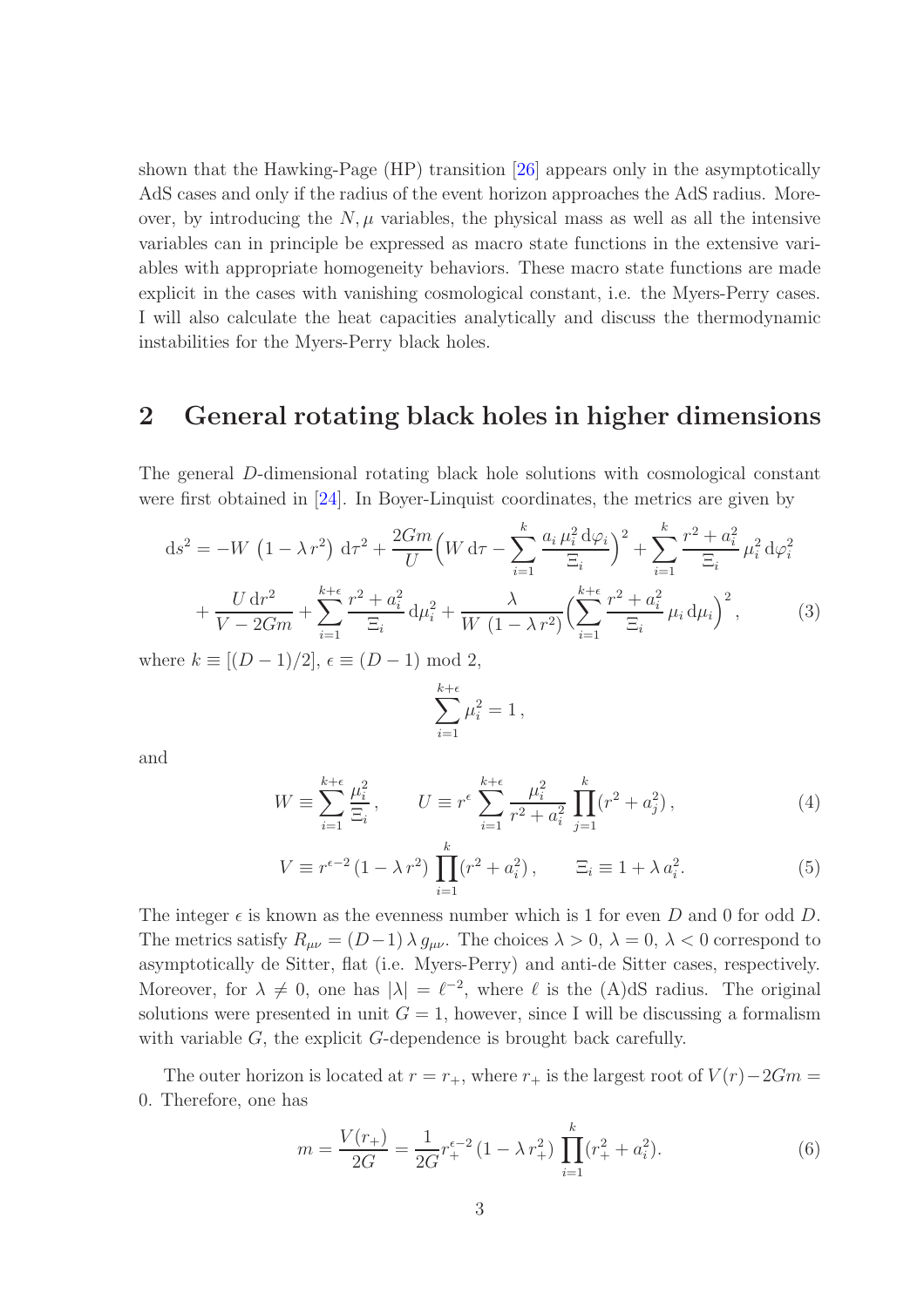shown that the Hawking-Page (HP) transition [26] appears only in the asymptotically AdS cases and only if the radius of the event horizon approaches the AdS radius. Moreover, by introducing the $N, \mu$ variables, the physical mass as well as all the intensive variables can in principle be expressed as macro state functions in the extensive variables with appropriate homogeneity behaviors. These macro state functions are made explicit in the cases with vanishing cosmological constant, i.e. the Myers-Perry cases. I will also calculate the heat capacities analytically and discuss the thermodynamic instabilities for the Myers-Perry black holes.

## 2 General rotating black holes in higher dimensions

The general $D$-dimensional rotating black hole solutions with cosmological constant were first obtained in [24]. In Boyer-Linquist coordinates, the metrics are given by

$$
\begin{aligned}
\mathrm{d}s^2 = & -W\left(1-\lambda r^2\right)\mathrm{d}\tau^2 + \frac{2Gm}{U}\Big(W\,\mathrm{d}\tau - \sum_{i=1}^{k}\frac{a_i\,\mu_i^2\,\mathrm{d}\varphi_i}{\Xi_i}\Big)^2 + \sum_{i=1}^{k}\frac{r^2+a_i^2}{\Xi_i}\,\mu_i^2\,\mathrm{d}\varphi_i^2 \\
& + \frac{U\,\mathrm{d}r^2}{V-2Gm} + \sum_{i=1}^{k+\epsilon}\frac{r^2+a_i^2}{\Xi_i}\,\mathrm{d}\mu_i^2 + \frac{\lambda}{W\,(1-\lambda\,r^2)}\Big(\sum_{i=1}^{k+\epsilon}\frac{r^2+a_i^2}{\Xi_i}\,\mu_i\,\mathrm{d}\mu_i\Big)^2, \qquad (3)
\end{aligned}
$$

where $k \equiv [(D-1)/2]$, $\epsilon \equiv (D-1) \bmod 2$,

$$
\sum_{i=1}^{k+\epsilon}\mu_i^2 = 1\,,
$$

and

$$
W \equiv \sum_{i=1}^{k+\epsilon}\frac{\mu_i^2}{\Xi_i}\,, \qquad U \equiv r^{\epsilon}\sum_{i=1}^{k+\epsilon}\frac{\mu_i^2}{r^2+a_i^2}\prod_{j=1}^{k}(r^2+a_j^2)\,, \qquad (4)
$$

$$
V \equiv r^{\epsilon-2}\,(1-\lambda\,r^2)\prod_{i=1}^{k}(r^2+a_i^2)\,, \qquad \Xi_i \equiv 1+\lambda\,a_i^2. \qquad (5)
$$

The integer $\epsilon$ is known as the evenness number which is 1 for even $D$ and 0 for odd $D$. The metrics satisfy $R_{\mu\nu} = (D-1)\,\lambda\,g_{\mu\nu}$. The choices $\lambda > 0$, $\lambda = 0$, $\lambda < 0$ correspond to asymptotically de Sitter, flat (i.e. Myers-Perry) and anti-de Sitter cases, respectively. Moreover, for $\lambda \neq 0$, one has $|\lambda| = \ell^{-2}$, where $\ell$ is the (A)dS radius. The original solutions were presented in unit $G = 1$, however, since I will be discussing a formalism with variable $G$, the explicit $G$-dependence is brought back carefully.

The outer horizon is located at $r = r_+$, where $r_+$ is the largest root of $V(r) - 2Gm = 0$. Therefore, one has

$$
m = \frac{V(r_+)}{2G} = \frac{1}{2G}r_+^{\epsilon-2}\,(1-\lambda\,r_+^2)\prod_{i=1}^{k}(r_+^2+a_i^2). \qquad (6)
$$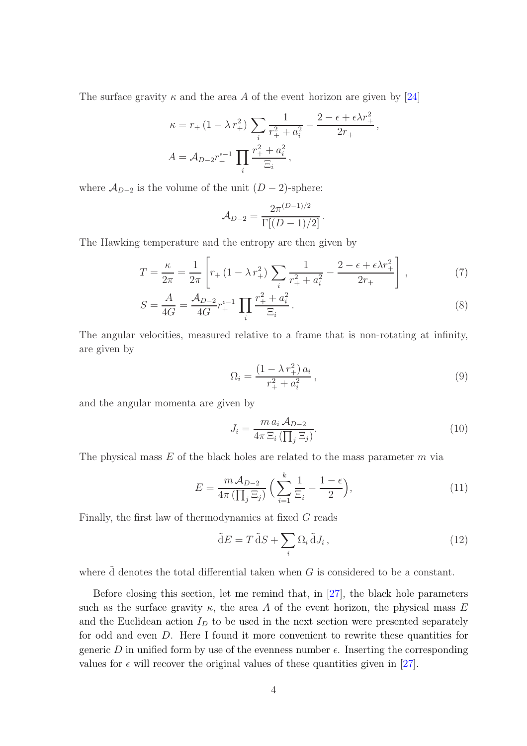The surface gravity $\kappa$ and the area $A$ of the event horizon are given by [24]

$$\kappa = r_+ \,(1 - \lambda\, r_+^2) \sum_i \frac{1}{r_+^2 + a_i^2} - \frac{2 - \epsilon + \epsilon\lambda r_+^2}{2r_+}\,,$$

$$A = \mathcal{A}_{D-2} r_+^{\epsilon-1} \prod_i \frac{r_+^2 + a_i^2}{\Xi_i}\,,$$

where $\mathcal{A}_{D-2}$ is the volume of the unit $(D-2)$-sphere:

$$\mathcal{A}_{D-2} = \frac{2\pi^{(D-1)/2}}{\Gamma[(D-1)/2]}\,.$$

The Hawking temperature and the entropy are then given by

$$T = \frac{\kappa}{2\pi} = \frac{1}{2\pi}\left[ r_+ \,(1 - \lambda\, r_+^2) \sum_i \frac{1}{r_+^2 + a_i^2} - \frac{2 - \epsilon + \epsilon\lambda r_+^2}{2r_+} \right], \tag{7}$$

$$S = \frac{A}{4G} = \frac{\mathcal{A}_{D-2}}{4G} r_+^{\epsilon-1} \prod_i \frac{r_+^2 + a_i^2}{\Xi_i}\,. \tag{8}$$

The angular velocities, measured relative to a frame that is non-rotating at infinity, are given by

$$\Omega_i = \frac{(1 - \lambda\, r_+^2)\, a_i}{r_+^2 + a_i^2}\,, \tag{9}$$

and the angular momenta are given by

$$J_i = \frac{m\, a_i\, \mathcal{A}_{D-2}}{4\pi\, \Xi_i\, (\prod_j \Xi_j)}. \tag{10}$$

The physical mass $E$ of the black holes are related to the mass parameter $m$ via

$$E = \frac{m\, \mathcal{A}_{D-2}}{4\pi\, (\prod_j \Xi_j)} \Big( \sum_{i=1}^{k} \frac{1}{\Xi_i} - \frac{1-\epsilon}{2} \Big), \tag{11}$$

Finally, the first law of thermodynamics at fixed $G$ reads

$$\tilde{\mathrm{d}} E = T\, \tilde{\mathrm{d}} S + \sum_i \Omega_i\, \tilde{\mathrm{d}} J_i\,, \tag{12}$$

where $\tilde{\mathrm{d}}$ denotes the total differential taken when $G$ is considered to be a constant.

Before closing this section, let me remind that, in [27], the black hole parameters such as the surface gravity $\kappa$, the area $A$ of the event horizon, the physical mass $E$ and the Euclidean action $I_D$ to be used in the next section were presented separately for odd and even $D$. Here I found it more convenient to rewrite these quantities for generic $D$ in unified form by use of the evenness number $\epsilon$. Inserting the corresponding values for $\epsilon$ will recover the original values of these quantities given in [27].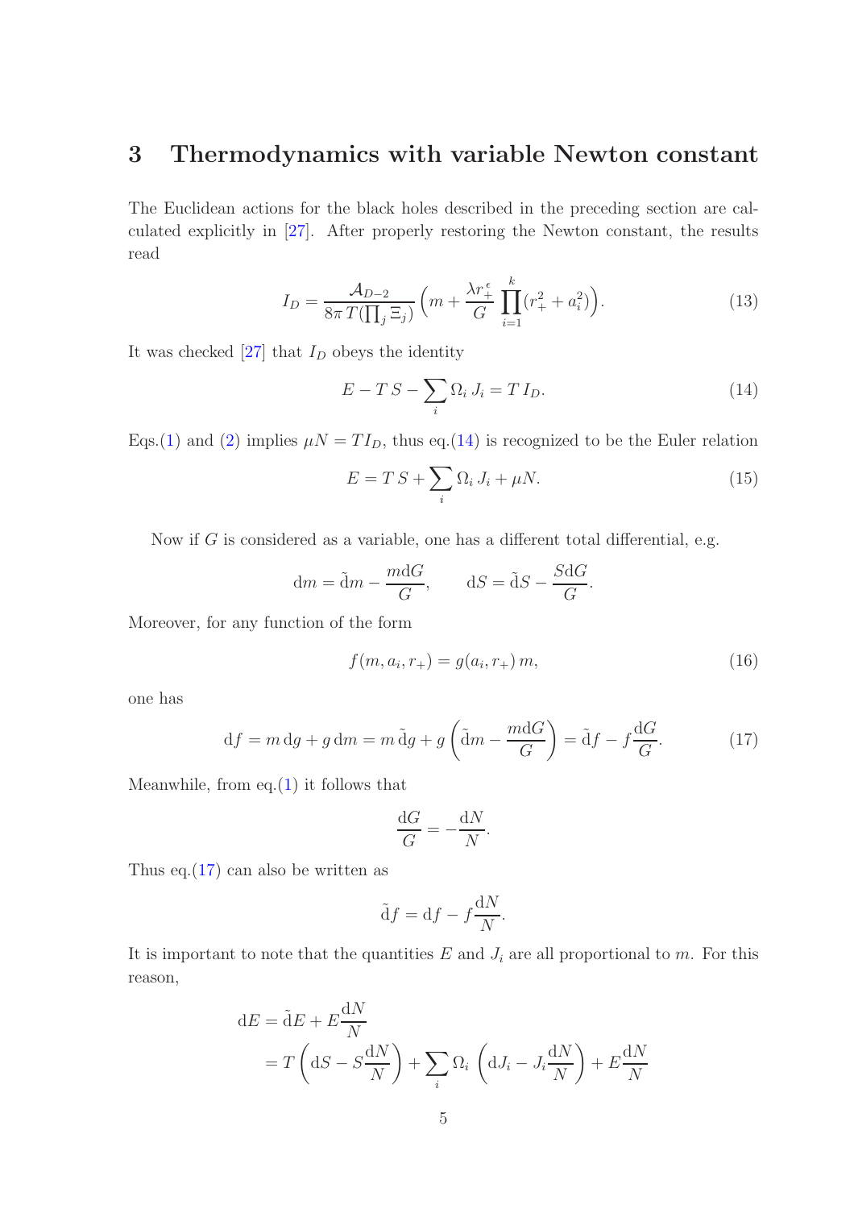## 3 Thermodynamics with variable Newton constant

The Euclidean actions for the black holes described in the preceding section are calculated explicitly in [27]. After properly restoring the Newton constant, the results read

$$I_D = \frac{\mathcal{A}_{D-2}}{8\pi\, T(\prod_j \Xi_j)} \Big( m + \frac{\lambda r_+^{\epsilon}}{G} \prod_{i=1}^{k} (r_+^2 + a_i^2) \Big). \tag{13}$$

It was checked [27] that $I_D$ obeys the identity

$$E - T\, S - \sum_i \Omega_i\, J_i = T\, I_D. \tag{14}$$

Eqs.(1) and (2) implies $\mu N = T I_D$, thus eq.(14) is recognized to be the Euler relation

$$E = T\, S + \sum_i \Omega_i\, J_i + \mu N. \tag{15}$$

Now if $G$ is considered as a variable, one has a different total differential, e.g.

$$\mathrm{d}m = \tilde{\mathrm{d}}m - \frac{m \mathrm{d}G}{G}, \qquad \mathrm{d}S = \tilde{\mathrm{d}}S - \frac{S \mathrm{d}G}{G}.$$

Moreover, for any function of the form

$$f(m, a_i, r_+) = g(a_i, r_+)\, m, \tag{16}$$

one has

$$\mathrm{d}f = m\, \mathrm{d}g + g\, \mathrm{d}m = m\, \tilde{\mathrm{d}}g + g \left( \tilde{\mathrm{d}}m - \frac{m \mathrm{d}G}{G} \right) = \tilde{\mathrm{d}}f - f \frac{\mathrm{d}G}{G}. \tag{17}$$

Meanwhile, from eq.(1) it follows that

$$\frac{\mathrm{d}G}{G} = -\frac{\mathrm{d}N}{N}.$$

Thus eq.(17) can also be written as

$$\tilde{\mathrm{d}}f = \mathrm{d}f - f \frac{\mathrm{d}N}{N}.$$

It is important to note that the quantities $E$ and $J_i$ are all proportional to $m$. For this reason,

$$\begin{aligned}
\mathrm{d}E &= \tilde{\mathrm{d}}E + E \frac{\mathrm{d}N}{N} \\
&= T \left( \mathrm{d}S - S \frac{\mathrm{d}N}{N} \right) + \sum_i \Omega_i \left( \mathrm{d}J_i - J_i \frac{\mathrm{d}N}{N} \right) + E \frac{\mathrm{d}N}{N}
\end{aligned}$$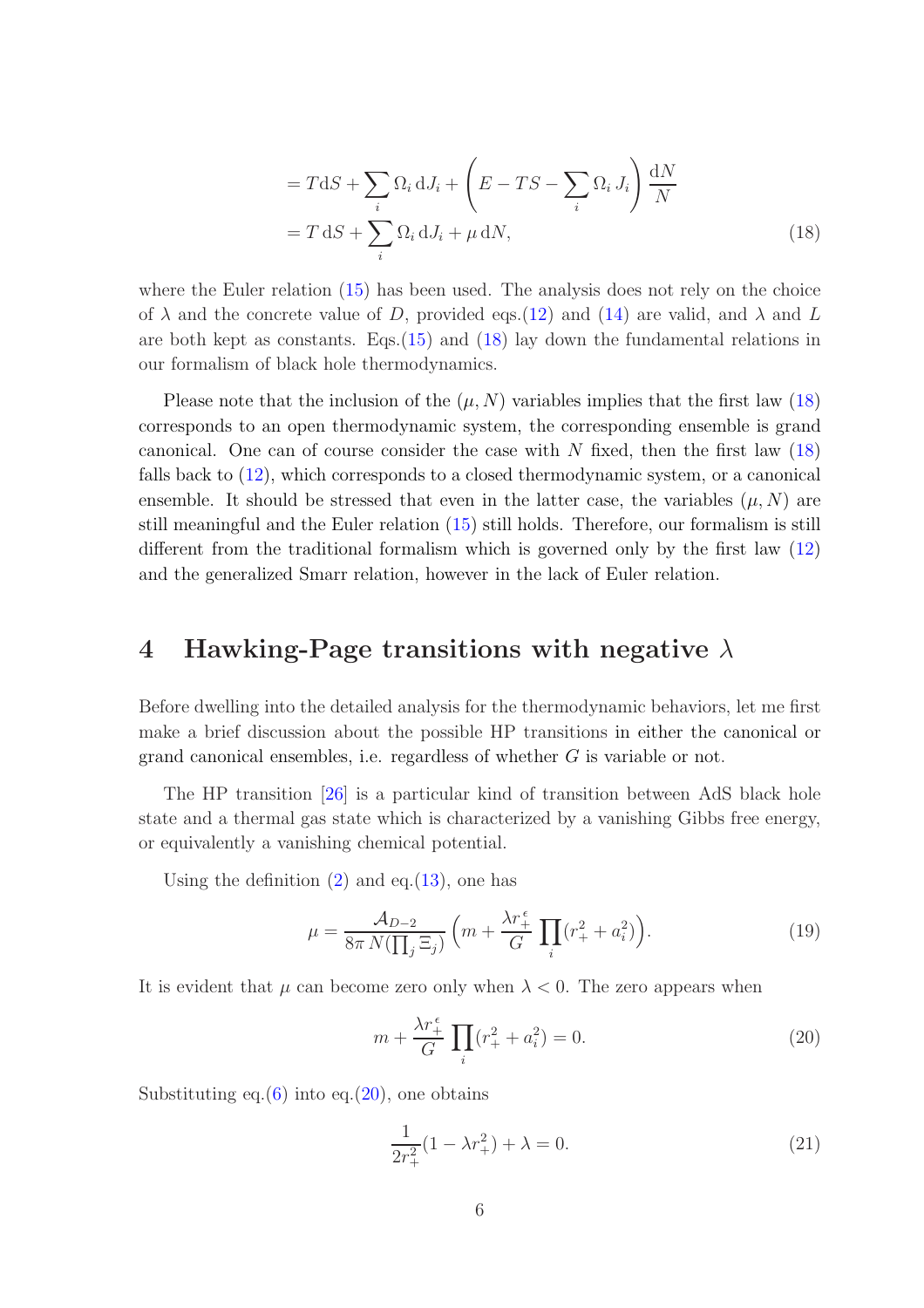$$
\begin{aligned}
&= T\mathrm{d}S + \sum_i \Omega_i\,\mathrm{d}J_i + \left(E - TS - \sum_i \Omega_i\,J_i\right)\frac{\mathrm{d}N}{N} \\
&= T\,\mathrm{d}S + \sum_i \Omega_i\,\mathrm{d}J_i + \mu\,\mathrm{d}N,
\end{aligned}
\tag{18}
$$

where the Euler relation (15) has been used. The analysis does not rely on the choice of $\lambda$ and the concrete value of $D$, provided eqs.(12) and (14) are valid, and $\lambda$ and $L$ are both kept as constants. Eqs.(15) and (18) lay down the fundamental relations in our formalism of black hole thermodynamics.

Please note that the inclusion of the $(\mu, N)$ variables implies that the first law (18) corresponds to an open thermodynamic system, the corresponding ensemble is grand canonical. One can of course consider the case with $N$ fixed, then the first law (18) falls back to (12), which corresponds to a closed thermodynamic system, or a canonical ensemble. It should be stressed that even in the latter case, the variables $(\mu, N)$ are still meaningful and the Euler relation (15) still holds. Therefore, our formalism is still different from the traditional formalism which is governed only by the first law (12) and the generalized Smarr relation, however in the lack of Euler relation.

# 4 Hawking-Page transitions with negative $\lambda$

Before dwelling into the detailed analysis for the thermodynamic behaviors, let me first make a brief discussion about the possible HP transitions in either the canonical or grand canonical ensembles, i.e. regardless of whether $G$ is variable or not.

The HP transition [26] is a particular kind of transition between AdS black hole state and a thermal gas state which is characterized by a vanishing Gibbs free energy, or equivalently a vanishing chemical potential.

Using the definition (2) and eq.(13), one has

$$
\mu = \frac{\mathcal{A}_{D-2}}{8\pi\, N(\prod_j \Xi_j)}\left(m + \frac{\lambda r_+^{\epsilon}}{G}\prod_i (r_+^2 + a_i^2)\right). \tag{19}
$$

It is evident that $\mu$ can become zero only when $\lambda < 0$. The zero appears when

$$
m + \frac{\lambda r_+^{\epsilon}}{G}\prod_i (r_+^2 + a_i^2) = 0. \tag{20}
$$

Substituting eq.(6) into eq.(20), one obtains

$$
\frac{1}{2r_+^2}(1 - \lambda r_+^2) + \lambda = 0. \tag{21}
$$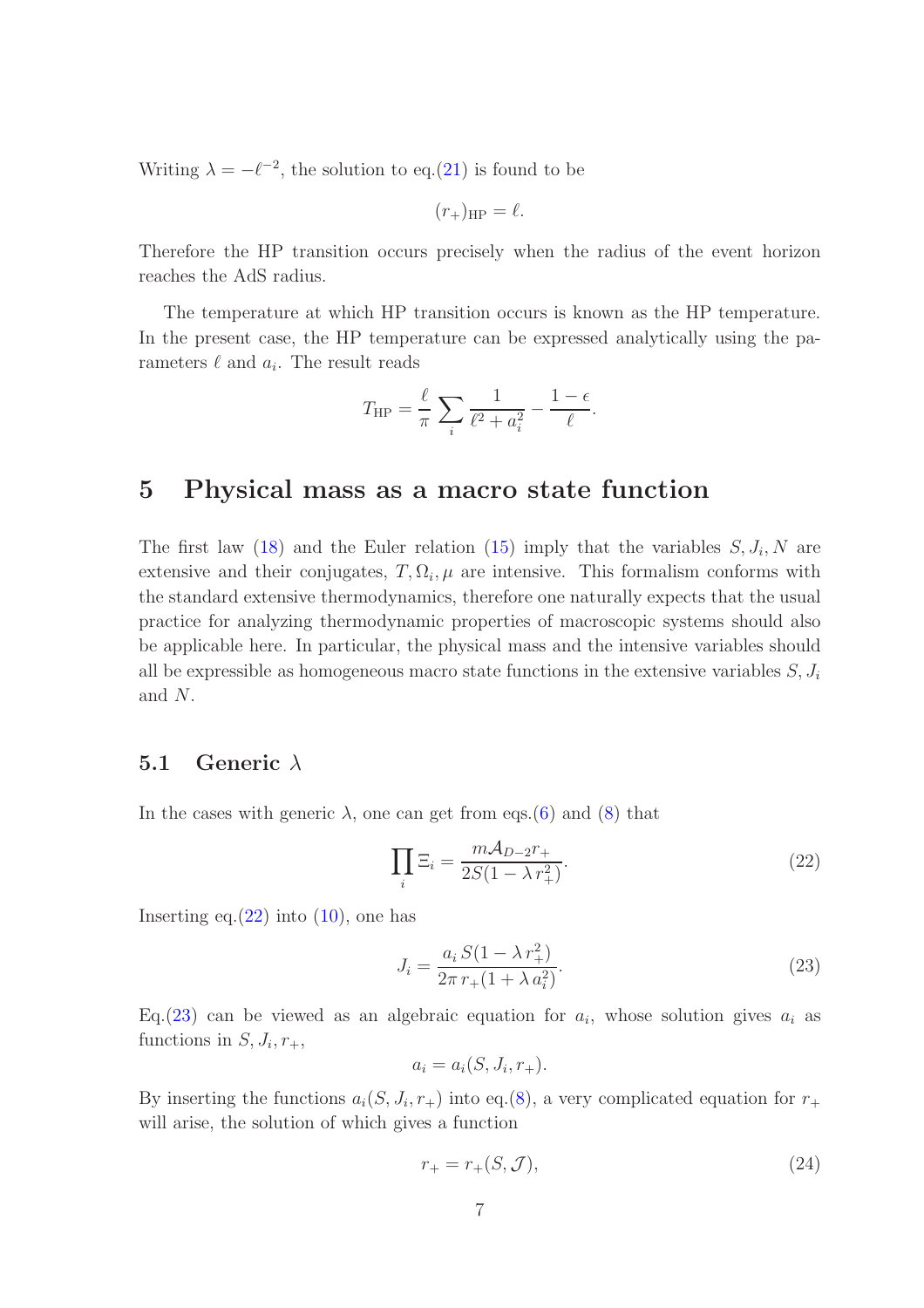Writing $\lambda = -\ell^{-2}$, the solution to eq.(21) is found to be

$$(r_+)_{\rm HP} = \ell.$$

Therefore the HP transition occurs precisely when the radius of the event horizon reaches the AdS radius.

The temperature at which HP transition occurs is known as the HP temperature. In the present case, the HP temperature can be expressed analytically using the parameters $\ell$ and $a_i$. The result reads

$$T_{\rm HP} = \frac{\ell}{\pi}\sum_i \frac{1}{\ell^2 + a_i^2} - \frac{1-\epsilon}{\ell}.$$

## 5 Physical mass as a macro state function

The first law (18) and the Euler relation (15) imply that the variables $S, J_i, N$ are extensive and their conjugates, $T, \Omega_i, \mu$ are intensive. This formalism conforms with the standard extensive thermodynamics, therefore one naturally expects that the usual practice for analyzing thermodynamic properties of macroscopic systems should also be applicable here. In particular, the physical mass and the intensive variables should all be expressible as homogeneous macro state functions in the extensive variables $S, J_i$ and $N$.

### 5.1 Generic $\lambda$

In the cases with generic $\lambda$, one can get from eqs.(6) and (8) that

$$\prod_i \Xi_i = \frac{m\mathcal{A}_{D-2} r_+}{2S(1-\lambda r_+^2)}. \tag{22}$$

Inserting eq.(22) into (10), one has

$$J_i = \frac{a_i\, S(1-\lambda r_+^2)}{2\pi\, r_+(1+\lambda\, a_i^2)}. \tag{23}$$

Eq.(23) can be viewed as an algebraic equation for $a_i$, whose solution gives $a_i$ as functions in $S, J_i, r_+$,

$$a_i = a_i(S, J_i, r_+).$$

By inserting the functions $a_i(S, J_i, r_+)$ into eq.(8), a very complicated equation for $r_+$ will arise, the solution of which gives a function

$$r_+ = r_+(S, \mathcal{J}), \tag{24}$$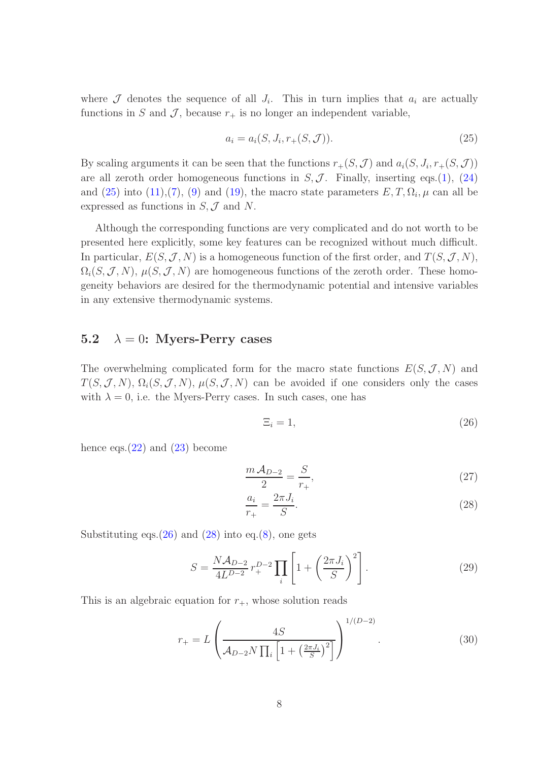where $\mathcal{J}$ denotes the sequence of all $J_i$. This in turn implies that $a_i$ are actually functions in $S$ and $\mathcal{J}$, because $r_+$ is no longer an independent variable,

$$a_i = a_i(S, J_i, r_+(S, \mathcal{J})). \tag{25}$$

By scaling arguments it can be seen that the functions $r_+(S, \mathcal{J})$ and $a_i(S, J_i, r_+(S, \mathcal{J}))$ are all zeroth order homogeneous functions in $S, \mathcal{J}$. Finally, inserting eqs.(1), (24) and (25) into (11),(7), (9) and (19), the macro state parameters $E, T, \Omega_i, \mu$ can all be expressed as functions in $S, \mathcal{J}$ and $N$.

Although the corresponding functions are very complicated and do not worth to be presented here explicitly, some key features can be recognized without much difficult. In particular, $E(S, \mathcal{J}, N)$ is a homogeneous function of the first order, and $T(S, \mathcal{J}, N)$, $\Omega_i(S, \mathcal{J}, N)$, $\mu(S, \mathcal{J}, N)$ are homogeneous functions of the zeroth order. These homogeneity behaviors are desired for the thermodynamic potential and intensive variables in any extensive thermodynamic systems.

### 5.2 $\lambda = 0$: Myers-Perry cases

The overwhelming complicated form for the macro state functions $E(S, \mathcal{J}, N)$ and $T(S, \mathcal{J}, N)$, $\Omega_i(S, \mathcal{J}, N)$, $\mu(S, \mathcal{J}, N)$ can be avoided if one considers only the cases with $\lambda = 0$, i.e. the Myers-Perry cases. In such cases, one has

$$\Xi_i = 1, \tag{26}$$

hence eqs.(22) and (23) become

$$\frac{m\,\mathcal{A}_{D-2}}{2} = \frac{S}{r_+}, \tag{27}$$

$$\frac{a_i}{r_+} = \frac{2\pi J_i}{S}. \tag{28}$$

Substituting eqs.(26) and (28) into eq.(8), one gets

$$S = \frac{N\mathcal{A}_{D-2}}{4L^{D-2}}\, r_+^{D-2} \prod_i \left[1 + \left(\frac{2\pi J_i}{S}\right)^2\right]. \tag{29}$$

This is an algebraic equation for $r_+$, whose solution reads

$$r_+ = L\left(\frac{4S}{\mathcal{A}_{D-2} N \prod_i \left[1 + \left(\frac{2\pi J_i}{S}\right)^2\right]}\right)^{1/(D-2)}. \tag{30}$$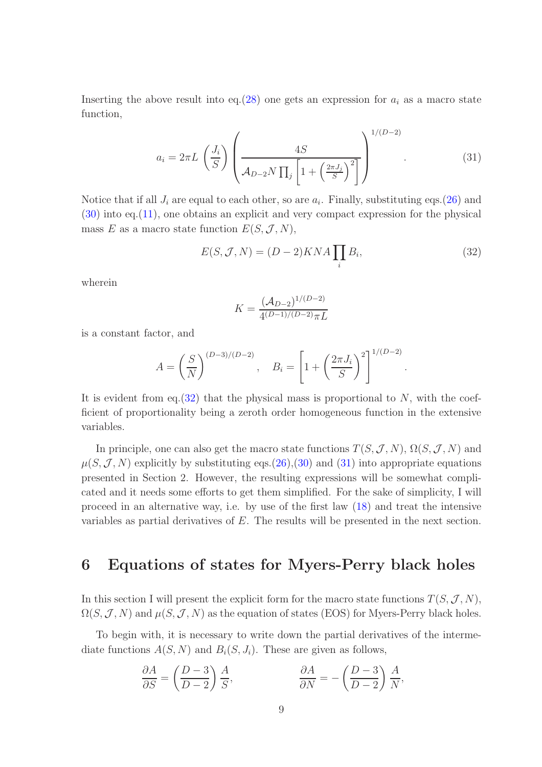Inserting the above result into eq.(28) one gets an expression for $a_i$ as a macro state function,

$$a_i = 2\pi L \left(\frac{J_i}{S}\right) \left(\frac{4S}{\mathcal{A}_{D-2} N \prod_j \left[1 + \left(\frac{2\pi J_j}{S}\right)^2\right]}\right)^{1/(D-2)}. \tag{31}$$

Notice that if all $J_i$ are equal to each other, so are $a_i$. Finally, substituting eqs.(26) and (30) into eq.(11), one obtains an explicit and very compact expression for the physical mass $E$ as a macro state function $E(S, \mathcal{J}, N)$,

$$E(S, \mathcal{J}, N) = (D-2)KNA \prod_i B_i, \tag{32}$$

wherein

$$K = \frac{(\mathcal{A}_{D-2})^{1/(D-2)}}{4^{(D-1)/(D-2)}\pi L}$$

is a constant factor, and

$$A = \left(\frac{S}{N}\right)^{(D-3)/(D-2)}, \quad B_i = \left[1 + \left(\frac{2\pi J_i}{S}\right)^2\right]^{1/(D-2)}.$$

It is evident from eq.(32) that the physical mass is proportional to $N$, with the coefficient of proportionality being a zeroth order homogeneous function in the extensive variables.

In principle, one can also get the macro state functions $T(S, \mathcal{J}, N)$, $\Omega(S, \mathcal{J}, N)$ and $\mu(S, \mathcal{J}, N)$ explicitly by substituting eqs.(26),(30) and (31) into appropriate equations presented in Section 2. However, the resulting expressions will be somewhat complicated and it needs some efforts to get them simplified. For the sake of simplicity, I will proceed in an alternative way, i.e. by use of the first law (18) and treat the intensive variables as partial derivatives of $E$. The results will be presented in the next section.

## 6 Equations of states for Myers-Perry black holes

In this section I will present the explicit form for the macro state functions $T(S, \mathcal{J}, N)$, $\Omega(S, \mathcal{J}, N)$ and $\mu(S, \mathcal{J}, N)$ as the equation of states (EOS) for Myers-Perry black holes.

To begin with, it is necessary to write down the partial derivatives of the intermediate functions $A(S, N)$ and $B_i(S, J_i)$. These are given as follows,

$$\frac{\partial A}{\partial S} = \left(\frac{D-3}{D-2}\right)\frac{A}{S}, \qquad \frac{\partial A}{\partial N} = -\left(\frac{D-3}{D-2}\right)\frac{A}{N},$$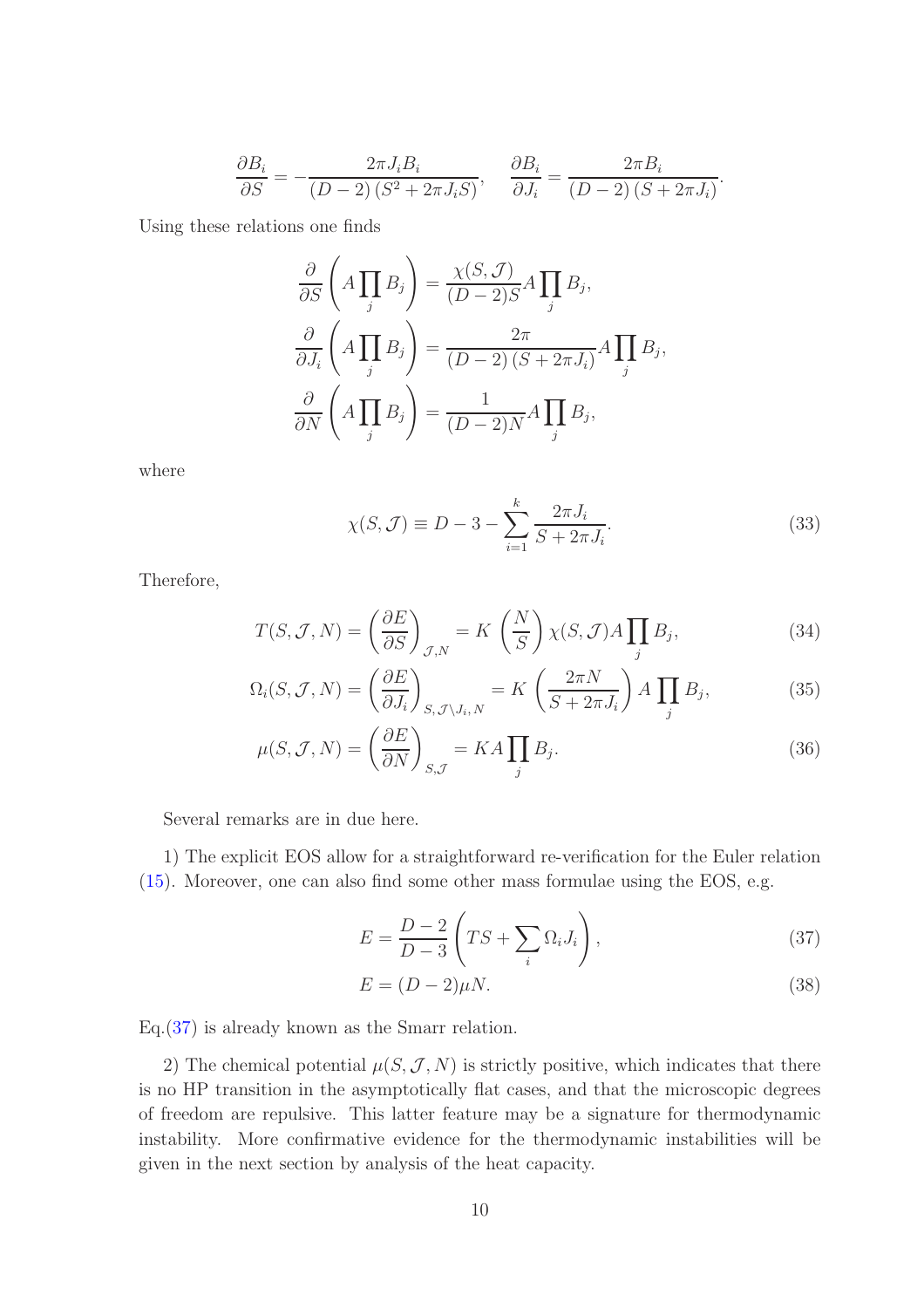$$\frac{\partial B_i}{\partial S} = -\frac{2\pi J_i B_i}{(D-2)\left(S^2 + 2\pi J_i S\right)}, \quad \frac{\partial B_i}{\partial J_i} = \frac{2\pi B_i}{(D-2)\left(S + 2\pi J_i\right)}.$$

Using these relations one finds

$$\frac{\partial}{\partial S}\left(A \prod_j B_j\right) = \frac{\chi(S,\mathcal{J})}{(D-2)S} A \prod_j B_j,$$

$$\frac{\partial}{\partial J_i}\left(A \prod_j B_j\right) = \frac{2\pi}{(D-2)\left(S + 2\pi J_i\right)} A \prod_j B_j,$$

$$\frac{\partial}{\partial N}\left(A \prod_j B_j\right) = \frac{1}{(D-2)N} A \prod_j B_j,$$

where

$$\chi(S,\mathcal{J}) \equiv D - 3 - \sum_{i=1}^{k} \frac{2\pi J_i}{S + 2\pi J_i}. \tag{33}$$

Therefore,

$$T(S,\mathcal{J},N) = \left(\frac{\partial E}{\partial S}\right)_{\mathcal{J},N} = K\left(\frac{N}{S}\right)\chi(S,\mathcal{J}) A \prod_j B_j, \tag{34}$$

$$\Omega_i(S,\mathcal{J},N) = \left(\frac{\partial E}{\partial J_i}\right)_{S,\mathcal{J}\setminus J_i,N} = K\left(\frac{2\pi N}{S + 2\pi J_i}\right) A \prod_j B_j, \tag{35}$$

$$\mu(S,\mathcal{J},N) = \left(\frac{\partial E}{\partial N}\right)_{S,\mathcal{J}} = K A \prod_j B_j. \tag{36}$$

Several remarks are in due here.

1) The explicit EOS allow for a straightforward re-verification for the Euler relation (15). Moreover, one can also find some other mass formulae using the EOS, e.g.

$$E = \frac{D-2}{D-3}\left(TS + \sum_i \Omega_i J_i\right), \tag{37}$$

$$E = (D-2)\mu N. \tag{38}$$

Eq.(37) is already known as the Smarr relation.

2) The chemical potential $\mu(S,\mathcal{J},N)$ is strictly positive, which indicates that there is no HP transition in the asymptotically flat cases, and that the microscopic degrees of freedom are repulsive. This latter feature may be a signature for thermodynamic instability. More confirmative evidence for the thermodynamic instabilities will be given in the next section by analysis of the heat capacity.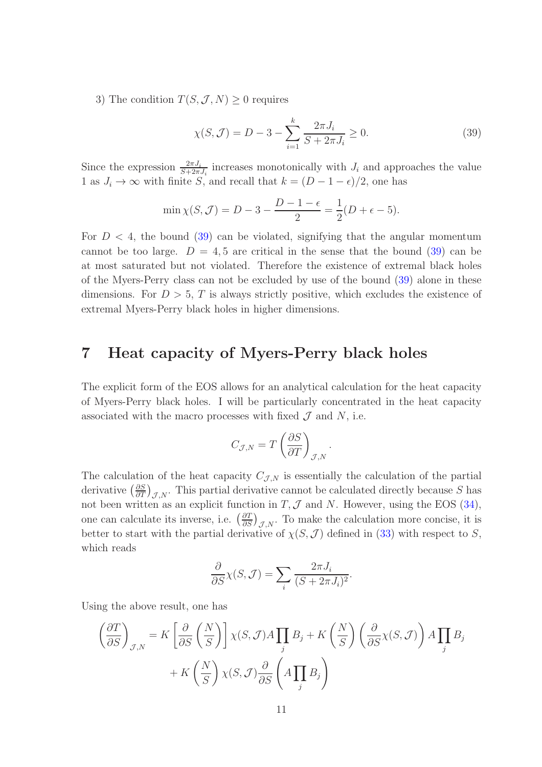3) The condition $T(S, \mathcal{J}, N) \geq 0$ requires

$$\chi(S, \mathcal{J}) = D - 3 - \sum_{i=1}^{k} \frac{2\pi J_i}{S + 2\pi J_i} \geq 0. \tag{39}$$

Since the expression $\frac{2\pi J_i}{S+2\pi J_i}$ increases monotonically with $J_i$ and approaches the value 1 as $J_i \to \infty$ with finite $S$, and recall that $k = (D - 1 - \epsilon)/2$, one has

$$\min \chi(S, \mathcal{J}) = D - 3 - \frac{D - 1 - \epsilon}{2} = \frac{1}{2}(D + \epsilon - 5).$$

For $D < 4$, the bound (39) can be violated, signifying that the angular momentum cannot be too large. $D = 4, 5$ are critical in the sense that the bound (39) can be at most saturated but not violated. Therefore the existence of extremal black holes of the Myers-Perry class can not be excluded by use of the bound (39) alone in these dimensions. For $D > 5$, $T$ is always strictly positive, which excludes the existence of extremal Myers-Perry black holes in higher dimensions.

# 7 Heat capacity of Myers-Perry black holes

The explicit form of the EOS allows for an analytical calculation for the heat capacity of Myers-Perry black holes. I will be particularly concentrated in the heat capacity associated with the macro processes with fixed $\mathcal{J}$ and $N$, i.e.

$$C_{\mathcal{J},N} = T \left(\frac{\partial S}{\partial T}\right)_{\mathcal{J},N}.$$

The calculation of the heat capacity $C_{\mathcal{J},N}$ is essentially the calculation of the partial derivative $\left(\frac{\partial S}{\partial T}\right)_{\mathcal{J},N}$. This partial derivative cannot be calculated directly because $S$ has not been written as an explicit function in $T, \mathcal{J}$ and $N$. However, using the EOS (34), one can calculate its inverse, i.e. $\left(\frac{\partial T}{\partial S}\right)_{\mathcal{J},N}$. To make the calculation more concise, it is better to start with the partial derivative of $\chi(S, \mathcal{J})$ defined in (33) with respect to $S$, which reads

$$\frac{\partial}{\partial S}\chi(S, \mathcal{J}) = \sum_i \frac{2\pi J_i}{(S + 2\pi J_i)^2}.$$

Using the above result, one has

$$\left(\frac{\partial T}{\partial S}\right)_{\mathcal{J},N} = K \left[\frac{\partial}{\partial S}\left(\frac{N}{S}\right)\right] \chi(S, \mathcal{J}) A \prod_j B_j + K \left(\frac{N}{S}\right) \left(\frac{\partial}{\partial S}\chi(S, \mathcal{J})\right) A \prod_j B_j$$
$$+ K \left(\frac{N}{S}\right) \chi(S, \mathcal{J}) \frac{\partial}{\partial S}\left(A \prod_j B_j\right)$$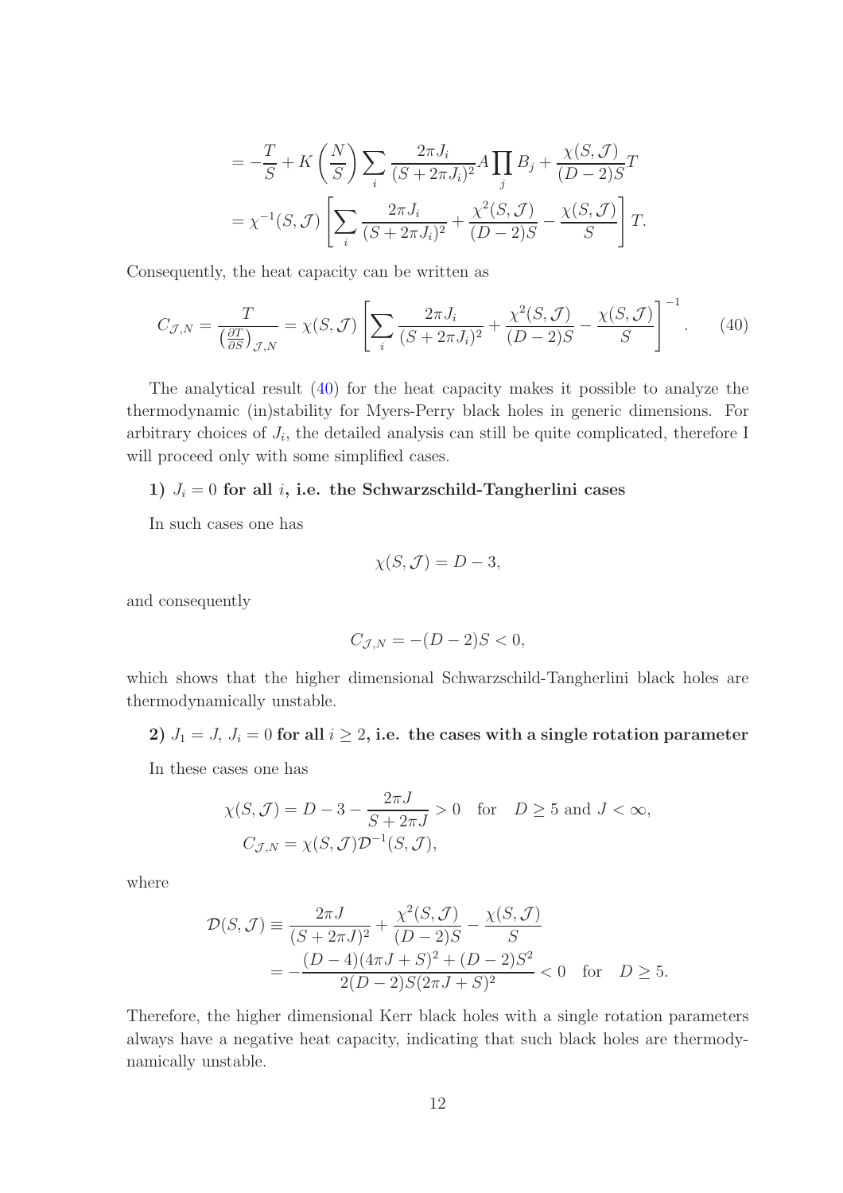$$
\begin{aligned}
&= -\frac{T}{S} + K\left(\frac{N}{S}\right)\sum_i \frac{2\pi J_i}{(S+2\pi J_i)^2} A \prod_j B_j + \frac{\chi(S,\mathcal{J})}{(D-2)S} T \\
&= \chi^{-1}(S,\mathcal{J})\left[\sum_i \frac{2\pi J_i}{(S+2\pi J_i)^2} + \frac{\chi^2(S,\mathcal{J})}{(D-2)S} - \frac{\chi(S,\mathcal{J})}{S}\right] T.
\end{aligned}
$$

Consequently, the heat capacity can be written as

$$
C_{\mathcal{J},N} = \frac{T}{\left(\frac{\partial T}{\partial S}\right)_{\mathcal{J},N}} = \chi(S,\mathcal{J})\left[\sum_i \frac{2\pi J_i}{(S+2\pi J_i)^2} + \frac{\chi^2(S,\mathcal{J})}{(D-2)S} - \frac{\chi(S,\mathcal{J})}{S}\right]^{-1}. \tag{40}
$$

The analytical result (40) for the heat capacity makes it possible to analyze the thermodynamic (in)stability for Myers-Perry black holes in generic dimensions. For arbitrary choices of $J_i$, the detailed analysis can still be quite complicated, therefore I will proceed only with some simplified cases.

**1) $J_i = 0$ for all $i$, i.e. the Schwarzschild-Tangherlini cases**

In such cases one has

$$
\chi(S,\mathcal{J}) = D-3,
$$

and consequently

$$
C_{\mathcal{J},N} = -(D-2)S < 0,
$$

which shows that the higher dimensional Schwarzschild-Tangherlini black holes are thermodynamically unstable.

**2) $J_1 = J$, $J_i = 0$ for all $i \geq 2$, i.e. the cases with a single rotation parameter**

In these cases one has

$$
\begin{aligned}
&\chi(S,\mathcal{J}) = D-3-\frac{2\pi J}{S+2\pi J} > 0 \quad \text{for} \quad D \geq 5 \text{ and } J < \infty, \\
&C_{\mathcal{J},N} = \chi(S,\mathcal{J})\mathcal{D}^{-1}(S,\mathcal{J}),
\end{aligned}
$$

where

$$
\begin{aligned}
\mathcal{D}(S,\mathcal{J}) &\equiv \frac{2\pi J}{(S+2\pi J)^2} + \frac{\chi^2(S,\mathcal{J})}{(D-2)S} - \frac{\chi(S,\mathcal{J})}{S} \\
&= -\frac{(D-4)(4\pi J+S)^2 + (D-2)S^2}{2(D-2)S(2\pi J+S)^2} < 0 \quad \text{for} \quad D \geq 5.
\end{aligned}
$$

Therefore, the higher dimensional Kerr black holes with a single rotation parameters always have a negative heat capacity, indicating that such black holes are thermodynamically unstable.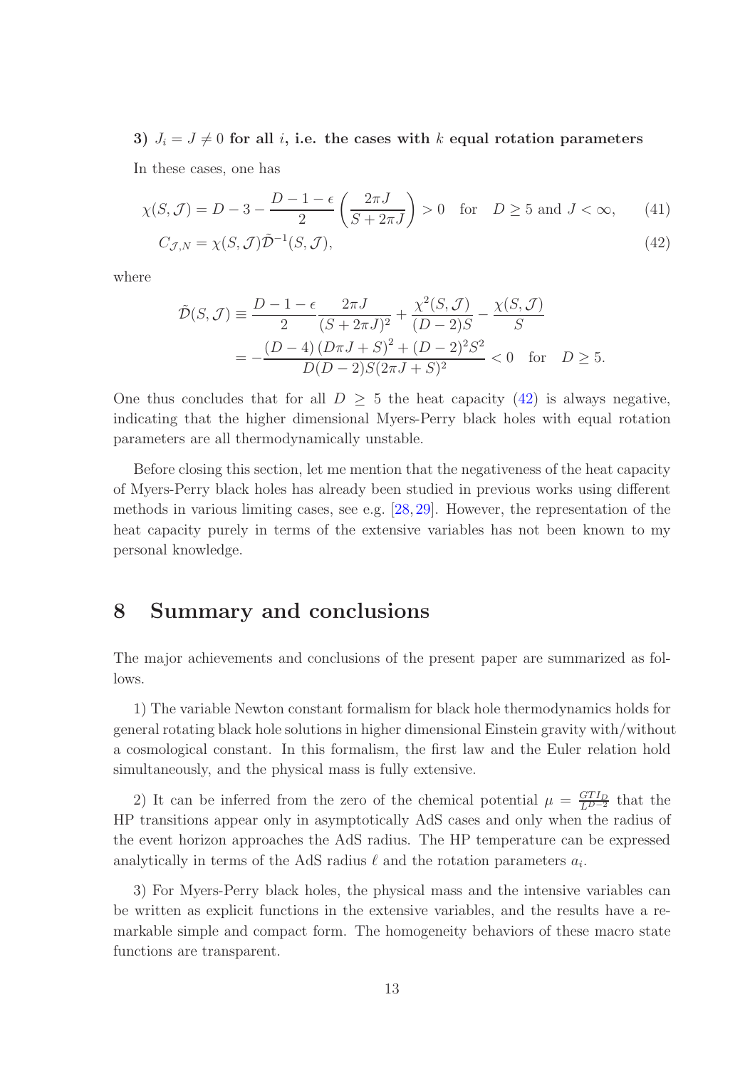**3) $J_i = J \neq 0$ for all $i$, i.e. the cases with $k$ equal rotation parameters**

In these cases, one has

$$\chi(S, \mathcal{J}) = D - 3 - \frac{D-1-\epsilon}{2}\left(\frac{2\pi J}{S + 2\pi J}\right) > 0 \quad \text{for} \quad D \geq 5 \text{ and } J < \infty, \tag{41}$$

$$C_{\mathcal{J},N} = \chi(S, \mathcal{J})\tilde{\mathcal{D}}^{-1}(S, \mathcal{J}), \tag{42}$$

where

$$\begin{aligned}
\tilde{\mathcal{D}}(S, \mathcal{J}) &\equiv \frac{D-1-\epsilon}{2}\frac{2\pi J}{(S+2\pi J)^2} + \frac{\chi^2(S, \mathcal{J})}{(D-2)S} - \frac{\chi(S, \mathcal{J})}{S} \\
&= -\frac{(D-4)\left(D\pi J + S\right)^2 + (D-2)^2 S^2}{D(D-2)S(2\pi J + S)^2} < 0 \quad \text{for} \quad D \geq 5.
\end{aligned}$$

One thus concludes that for all $D \geq 5$ the heat capacity (42) is always negative, indicating that the higher dimensional Myers-Perry black holes with equal rotation parameters are all thermodynamically unstable.

Before closing this section, let me mention that the negativeness of the heat capacity of Myers-Perry black holes has already been studied in previous works using different methods in various limiting cases, see e.g. [28, 29]. However, the representation of the heat capacity purely in terms of the extensive variables has not been known to my personal knowledge.

## 8 Summary and conclusions

The major achievements and conclusions of the present paper are summarized as follows.

1) The variable Newton constant formalism for black hole thermodynamics holds for general rotating black hole solutions in higher dimensional Einstein gravity with/without a cosmological constant. In this formalism, the first law and the Euler relation hold simultaneously, and the physical mass is fully extensive.

2) It can be inferred from the zero of the chemical potential $\mu = \frac{GTI_D}{L^{D-2}}$ that the HP transitions appear only in asymptotically AdS cases and only when the radius of the event horizon approaches the AdS radius. The HP temperature can be expressed analytically in terms of the AdS radius $\ell$ and the rotation parameters $a_i$.

3) For Myers-Perry black holes, the physical mass and the intensive variables can be written as explicit functions in the extensive variables, and the results have a remarkable simple and compact form. The homogeneity behaviors of these macro state functions are transparent.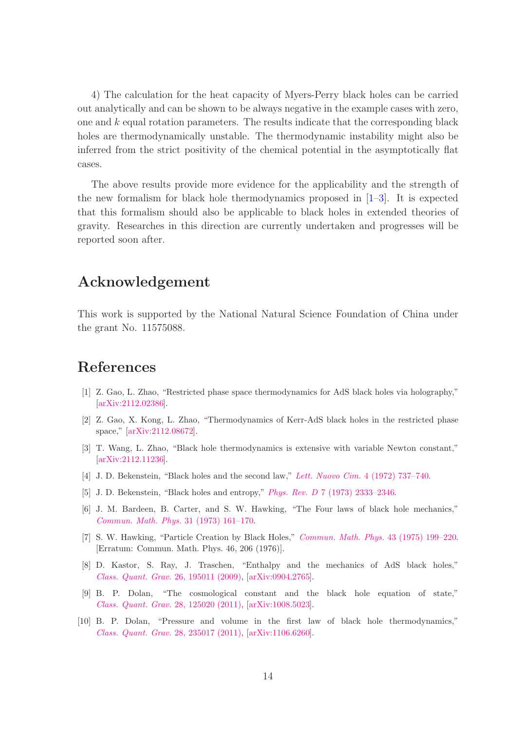4) The calculation for the heat capacity of Myers-Perry black holes can be carried out analytically and can be shown to be always negative in the example cases with zero, one and $k$ equal rotation parameters. The results indicate that the corresponding black holes are thermodynamically unstable. The thermodynamic instability might also be inferred from the strict positivity of the chemical potential in the asymptotically flat cases.

The above results provide more evidence for the applicability and the strength of the new formalism for black hole thermodynamics proposed in [1–3]. It is expected that this formalism should also be applicable to black holes in extended theories of gravity. Researches in this direction are currently undertaken and progresses will be reported soon after.

## Acknowledgement

This work is supported by the National Natural Science Foundation of China under the grant No. 11575088.

## References

[1] Z. Gao, L. Zhao, "Restricted phase space thermodynamics for AdS black holes via holography," [arXiv:2112.02386].

[2] Z. Gao, X. Kong, L. Zhao, "Thermodynamics of Kerr-AdS black holes in the restricted phase space," [arXiv:2112.08672].

[3] T. Wang, L. Zhao, "Black hole thermodynamics is extensive with variable Newton constant," [arXiv:2112.11236].

[4] J. D. Bekenstein, "Black holes and the second law," *Lett. Nuovo Cim.* 4 (1972) 737–740.

[5] J. D. Bekenstein, "Black holes and entropy," *Phys. Rev. D* 7 (1973) 2333–2346.

[6] J. M. Bardeen, B. Carter, and S. W. Hawking, "The Four laws of black hole mechanics," *Commun. Math. Phys.* 31 (1973) 161–170.

[7] S. W. Hawking, "Particle Creation by Black Holes," *Commun. Math. Phys.* 43 (1975) 199–220. [Erratum: Commun. Math. Phys. 46, 206 (1976)].

[8] D. Kastor, S. Ray, J. Traschen, "Enthalpy and the mechanics of AdS black holes," *Class. Quant. Grav.* 26, 195011 (2009), [arXiv:0904.2765].

[9] B. P. Dolan, "The cosmological constant and the black hole equation of state," *Class. Quant. Grav.* 28, 125020 (2011), [arXiv:1008.5023].

[10] B. P. Dolan, "Pressure and volume in the first law of black hole thermodynamics," *Class. Quant. Grav.* 28, 235017 (2011), [arXiv:1106.6260].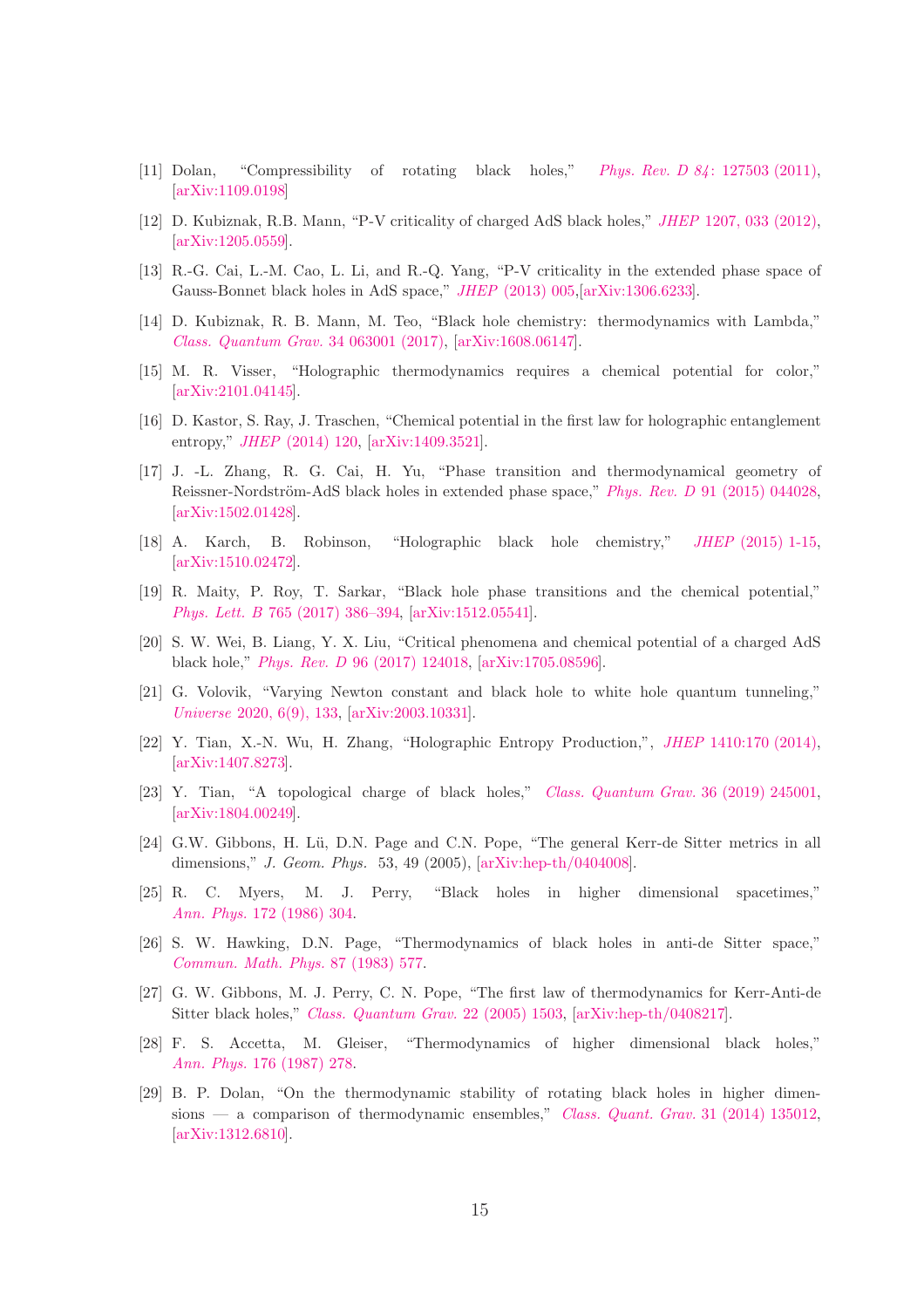[11] Dolan, "Compressibility of rotating black holes," *Phys. Rev. D 84*: 127503 (2011), [arXiv:1109.0198]

[12] D. Kubiznak, R.B. Mann, "P-V criticality of charged AdS black holes," *JHEP* 1207, 033 (2012), [arXiv:1205.0559].

[13] R.-G. Cai, L.-M. Cao, L. Li, and R.-Q. Yang, "P-V criticality in the extended phase space of Gauss-Bonnet black holes in AdS space," *JHEP* (2013) 005,[arXiv:1306.6233].

[14] D. Kubiznak, R. B. Mann, M. Teo, "Black hole chemistry: thermodynamics with Lambda," *Class. Quantum Grav.* 34 063001 (2017), [arXiv:1608.06147].

[15] M. R. Visser, "Holographic thermodynamics requires a chemical potential for color," [arXiv:2101.04145].

[16] D. Kastor, S. Ray, J. Traschen, "Chemical potential in the first law for holographic entanglement entropy," *JHEP* (2014) 120, [arXiv:1409.3521].

[17] J. -L. Zhang, R. G. Cai, H. Yu, "Phase transition and thermodynamical geometry of Reissner-Nordström-AdS black holes in extended phase space," *Phys. Rev. D* 91 (2015) 044028, [arXiv:1502.01428].

[18] A. Karch, B. Robinson, "Holographic black hole chemistry," *JHEP* (2015) 1-15, [arXiv:1510.02472].

[19] R. Maity, P. Roy, T. Sarkar, "Black hole phase transitions and the chemical potential," *Phys. Lett. B* 765 (2017) 386–394, [arXiv:1512.05541].

[20] S. W. Wei, B. Liang, Y. X. Liu, "Critical phenomena and chemical potential of a charged AdS black hole," *Phys. Rev. D* 96 (2017) 124018, [arXiv:1705.08596].

[21] G. Volovik, "Varying Newton constant and black hole to white hole quantum tunneling," *Universe* 2020, 6(9), 133, [arXiv:2003.10331].

[22] Y. Tian, X.-N. Wu, H. Zhang, "Holographic Entropy Production,", *JHEP* 1410:170 (2014), [arXiv:1407.8273].

[23] Y. Tian, "A topological charge of black holes," *Class. Quantum Grav.* 36 (2019) 245001, [arXiv:1804.00249].

[24] G.W. Gibbons, H. Lü, D.N. Page and C.N. Pope, "The general Kerr-de Sitter metrics in all dimensions," *J. Geom. Phys.* 53, 49 (2005), [arXiv:hep-th/0404008].

[25] R. C. Myers, M. J. Perry, "Black holes in higher dimensional spacetimes," *Ann. Phys.* 172 (1986) 304.

[26] S. W. Hawking, D.N. Page, "Thermodynamics of black holes in anti-de Sitter space," *Commun. Math. Phys.* 87 (1983) 577.

[27] G. W. Gibbons, M. J. Perry, C. N. Pope, "The first law of thermodynamics for Kerr-Anti-de Sitter black holes," *Class. Quantum Grav.* 22 (2005) 1503, [arXiv:hep-th/0408217].

[28] F. S. Accetta, M. Gleiser, "Thermodynamics of higher dimensional black holes," *Ann. Phys.* 176 (1987) 278.

[29] B. P. Dolan, "On the thermodynamic stability of rotating black holes in higher dimensions — a comparison of thermodynamic ensembles," *Class. Quant. Grav.* 31 (2014) 135012, [arXiv:1312.6810].